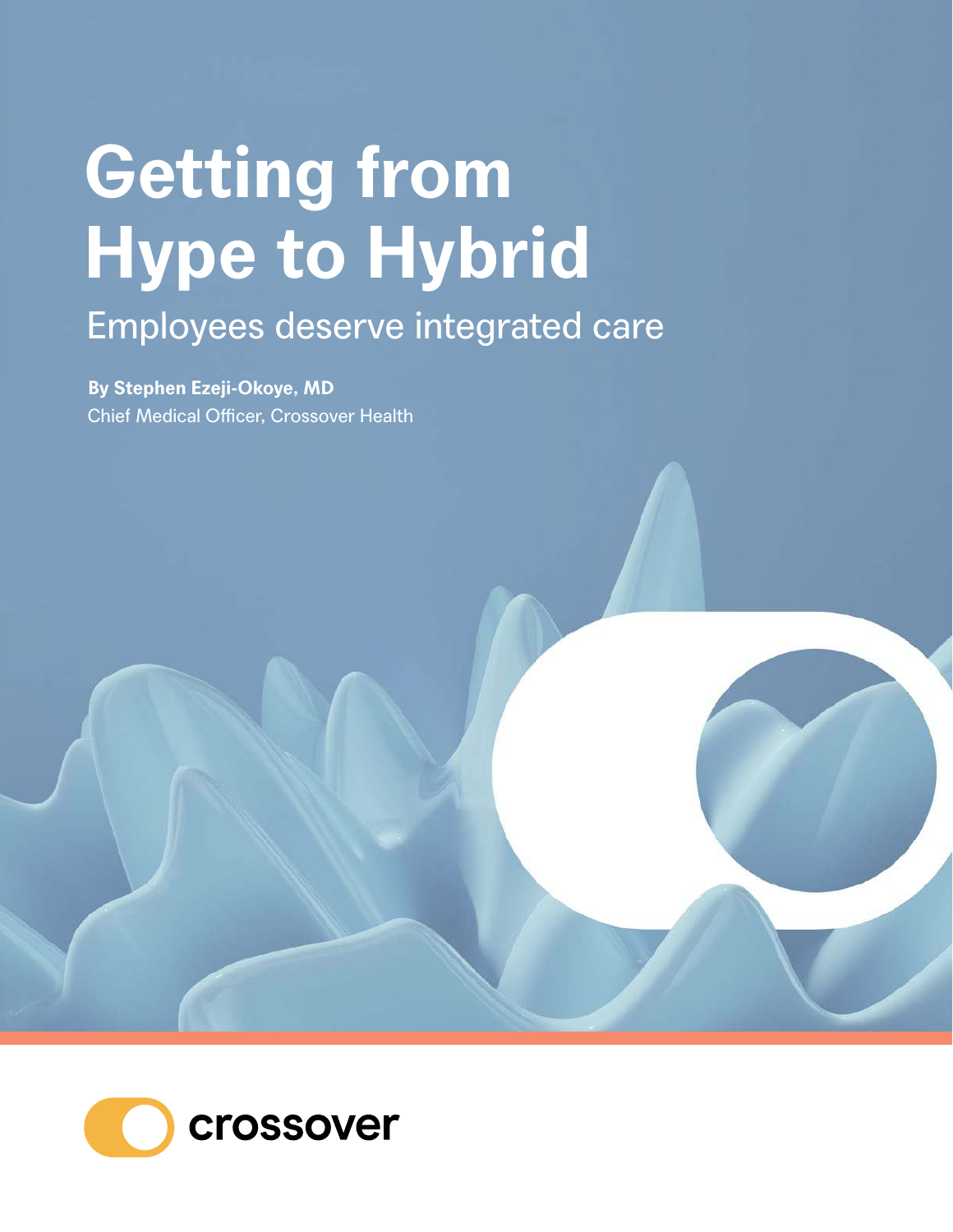# Getting from Hype to Hybrid

## Employees deserve integrated care

**By Stephen Ezeji-Okoye, MD**
Chief Medical Officer, Crossover Health

crossover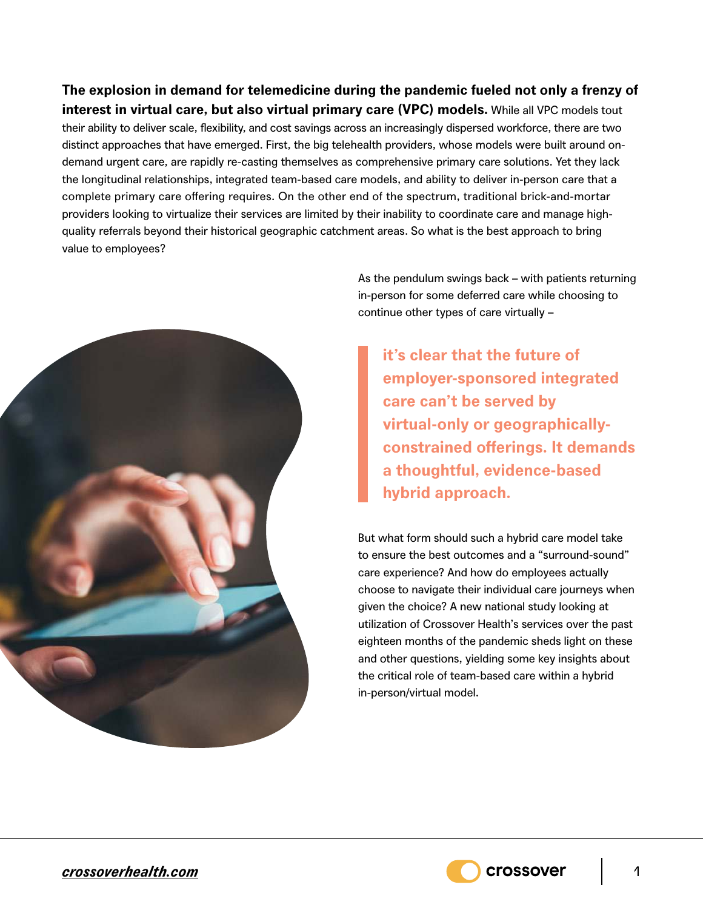**The explosion in demand for telemedicine during the pandemic fueled not only a frenzy of interest in virtual care, but also virtual primary care (VPC) models.** While all VPC models tout their ability to deliver scale, flexibility, and cost savings across an increasingly dispersed workforce, there are two distinct approaches that have emerged. First, the big telehealth providers, whose models were built around on-demand urgent care, are rapidly re-casting themselves as comprehensive primary care solutions. Yet they lack the longitudinal relationships, integrated team-based care models, and ability to deliver in-person care that a complete primary care offering requires. On the other end of the spectrum, traditional brick-and-mortar providers looking to virtualize their services are limited by their inability to coordinate care and manage high-quality referrals beyond their historical geographic catchment areas. So what is the best approach to bring value to employees?

As the pendulum swings back – with patients returning in-person for some deferred care while choosing to continue other types of care virtually –

> **it's clear that the future of employer-sponsored integrated care can't be served by virtual-only or geographically-constrained offerings. It demands a thoughtful, evidence-based hybrid approach.**

But what form should such a hybrid care model take to ensure the best outcomes and a "surround-sound" care experience? And how do employees actually choose to navigate their individual care journeys when given the choice? A new national study looking at utilization of Crossover Health's services over the past eighteen months of the pandemic sheds light on these and other questions, yielding some key insights about the critical role of team-based care within a hybrid in-person/virtual model.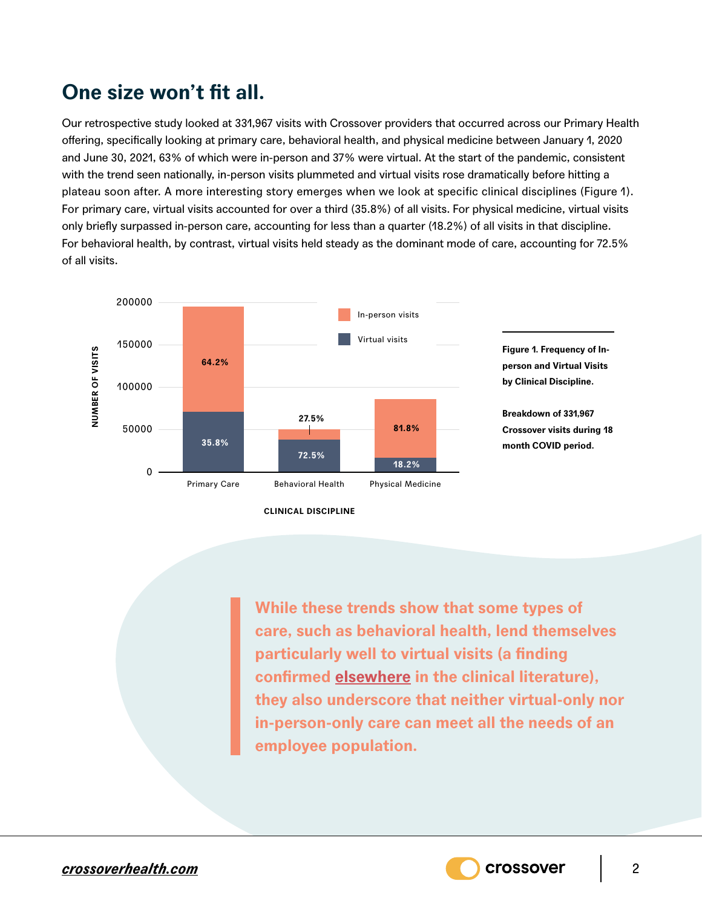## One size won't fit all.

Our retrospective study looked at 331,967 visits with Crossover providers that occurred across our Primary Health offering, specifically looking at primary care, behavioral health, and physical medicine between January 1, 2020 and June 30, 2021, 63% of which were in-person and 37% were virtual. At the start of the pandemic, consistent with the trend seen nationally, in-person visits plummeted and virtual visits rose dramatically before hitting a plateau soon after. A more interesting story emerges when we look at specific clinical disciplines (Figure 1). For primary care, virtual visits accounted for over a third (35.8%) of all visits. For physical medicine, virtual visits only briefly surpassed in-person care, accounting for less than a quarter (18.2%) of all visits in that discipline. For behavioral health, by contrast, virtual visits held steady as the dominant mode of care, accounting for 72.5% of all visits.

| Clinical Discipline | In-person visits | Virtual visits |
|---|---|---|
| Primary Care | 64.2% | 35.8% |
| Behavioral Health | 27.5% | 72.5% |
| Physical Medicine | 81.8% | 18.2% |

**Figure 1. Frequency of In-person and Virtual Visits by Clinical Discipline.**

**Breakdown of 331,967 Crossover visits during 18 month COVID period.**

> **While these trends show that some types of care, such as behavioral health, lend themselves particularly well to virtual visits (a finding confirmed elsewhere in the clinical literature), they also underscore that neither virtual-only nor in-person-only care can meet all the needs of an employee population.**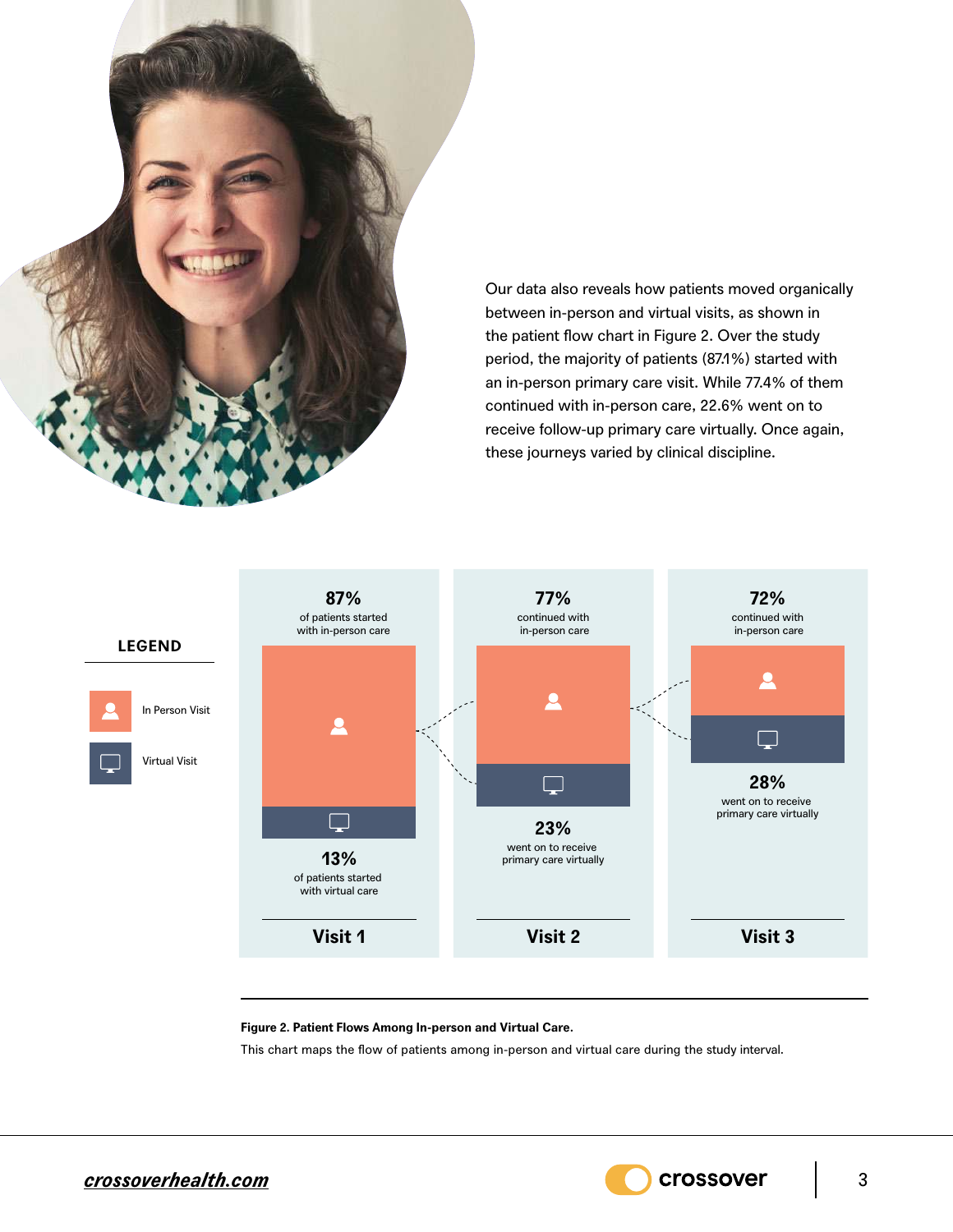Our data also reveals how patients moved organically between in-person and virtual visits, as shown in the patient flow chart in Figure 2. Over the study period, the majority of patients (87.1%) started with an in-person primary care visit. While 77.4% of them continued with in-person care, 22.6% went on to receive follow-up primary care virtually. Once again, these journeys varied by clinical discipline.

**LEGEND**

- In Person Visit
- Virtual Visit

| | Visit 1 | Visit 2 | Visit 3 |
|---|---|---|---|
| In Person Visit | **87%** of patients started with in-person care | **77%** continued with in-person care | **72%** continued with in-person care |
| Virtual Visit | **13%** of patients started with virtual care | **23%** went on to receive primary care virtually | **28%** went on to receive primary care virtually |

**Figure 2. Patient Flows Among In-person and Virtual Care.**

This chart maps the flow of patients among in-person and virtual care during the study interval.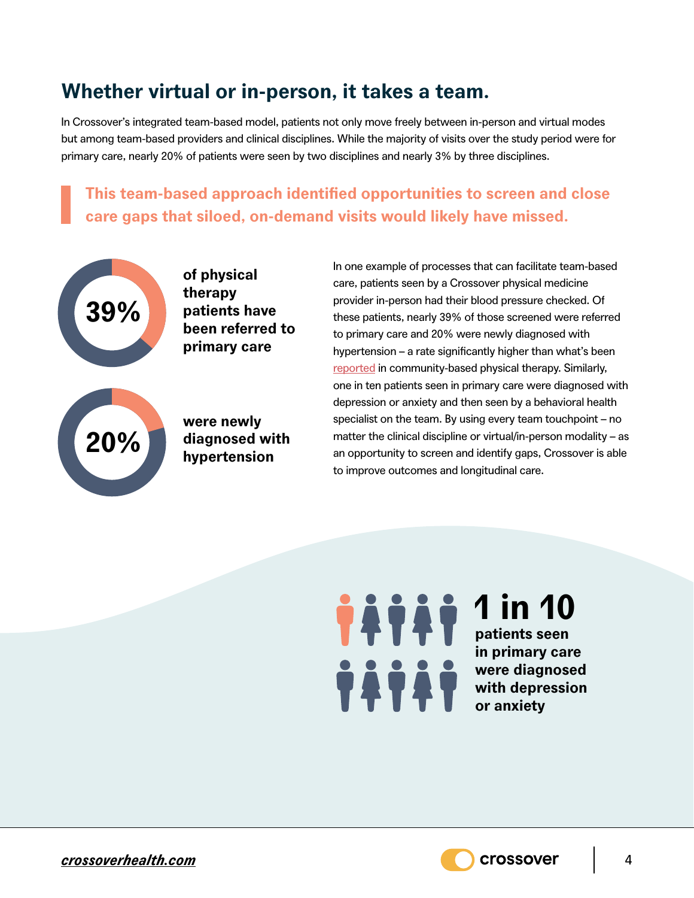## Whether virtual or in-person, it takes a team.

In Crossover's integrated team-based model, patients not only move freely between in-person and virtual modes but among team-based providers and clinical disciplines. While the majority of visits over the study period were for primary care, nearly 20% of patients were seen by two disciplines and nearly 3% by three disciplines.

> **This team-based approach identified opportunities to screen and close care gaps that siloed, on-demand visits would likely have missed.**

**39%** **of physical therapy patients have been referred to primary care**

**20%** **were newly diagnosed with hypertension**

In one example of processes that can facilitate team-based care, patients seen by a Crossover physical medicine provider in-person had their blood pressure checked. Of these patients, nearly 39% of those screened were referred to primary care and 20% were newly diagnosed with hypertension – a rate significantly higher than what's been reported in community-based physical therapy. Similarly, one in ten patients seen in primary care were diagnosed with depression or anxiety and then seen by a behavioral health specialist on the team. By using every team touchpoint – no matter the clinical discipline or virtual/in-person modality – as an opportunity to screen and identify gaps, Crossover is able to improve outcomes and longitudinal care.

**1 in 10** **patients seen in primary care were diagnosed with depression or anxiety**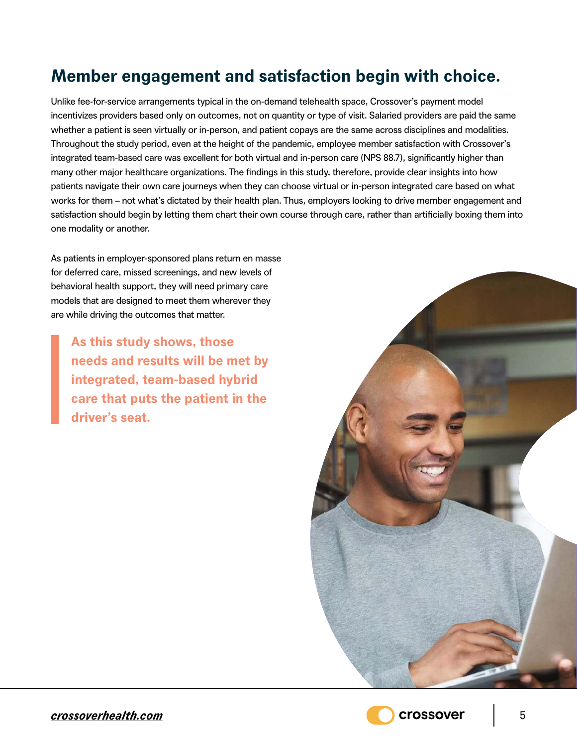## Member engagement and satisfaction begin with choice.

Unlike fee-for-service arrangements typical in the on-demand telehealth space, Crossover's payment model incentivizes providers based only on outcomes, not on quantity or type of visit. Salaried providers are paid the same whether a patient is seen virtually or in-person, and patient copays are the same across disciplines and modalities. Throughout the study period, even at the height of the pandemic, employee member satisfaction with Crossover's integrated team-based care was excellent for both virtual and in-person care (NPS 88.7), significantly higher than many other major healthcare organizations. The findings in this study, therefore, provide clear insights into how patients navigate their own care journeys when they can choose virtual or in-person integrated care based on what works for them – not what's dictated by their health plan. Thus, employers looking to drive member engagement and satisfaction should begin by letting them chart their own course through care, rather than artificially boxing them into one modality or another.

As patients in employer-sponsored plans return en masse for deferred care, missed screenings, and new levels of behavioral health support, they will need primary care models that are designed to meet them wherever they are while driving the outcomes that matter.

> **As this study shows, those needs and results will be met by integrated, team-based hybrid care that puts the patient in the driver's seat.**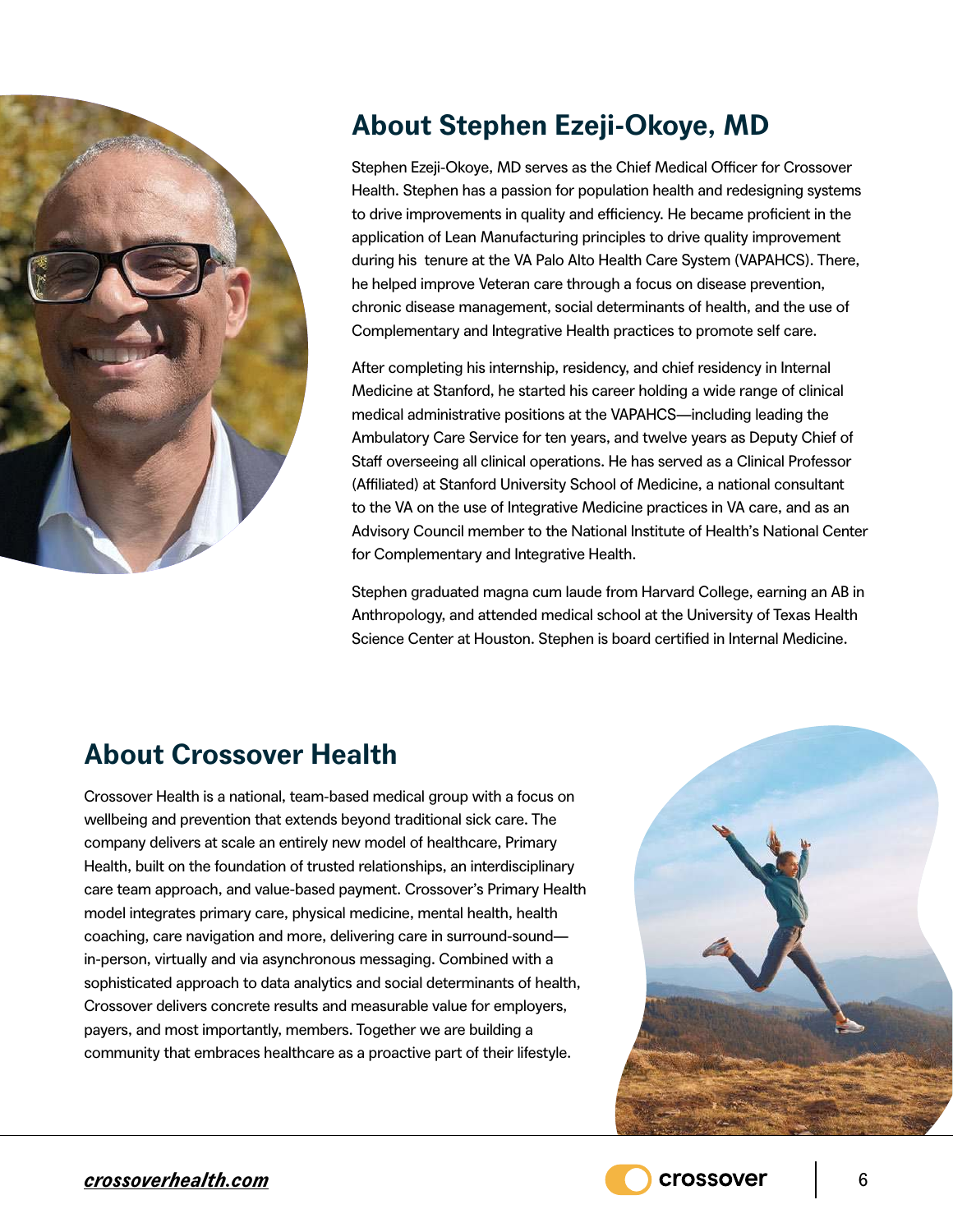## About Stephen Ezeji-Okoye, MD

Stephen Ezeji-Okoye, MD serves as the Chief Medical Officer for Crossover Health. Stephen has a passion for population health and redesigning systems to drive improvements in quality and efficiency. He became proficient in the application of Lean Manufacturing principles to drive quality improvement during his tenure at the VA Palo Alto Health Care System (VAPAHCS). There, he helped improve Veteran care through a focus on disease prevention, chronic disease management, social determinants of health, and the use of Complementary and Integrative Health practices to promote self care.

After completing his internship, residency, and chief residency in Internal Medicine at Stanford, he started his career holding a wide range of clinical medical administrative positions at the VAPAHCS—including leading the Ambulatory Care Service for ten years, and twelve years as Deputy Chief of Staff overseeing all clinical operations. He has served as a Clinical Professor (Affiliated) at Stanford University School of Medicine, a national consultant to the VA on the use of Integrative Medicine practices in VA care, and as an Advisory Council member to the National Institute of Health's National Center for Complementary and Integrative Health.

Stephen graduated magna cum laude from Harvard College, earning an AB in Anthropology, and attended medical school at the University of Texas Health Science Center at Houston. Stephen is board certified in Internal Medicine.

## About Crossover Health

Crossover Health is a national, team-based medical group with a focus on wellbeing and prevention that extends beyond traditional sick care. The company delivers at scale an entirely new model of healthcare, Primary Health, built on the foundation of trusted relationships, an interdisciplinary care team approach, and value-based payment. Crossover's Primary Health model integrates primary care, physical medicine, mental health, health coaching, care navigation and more, delivering care in surround-sound—in-person, virtually and via asynchronous messaging. Combined with a sophisticated approach to data analytics and social determinants of health, Crossover delivers concrete results and measurable value for employers, payers, and most importantly, members. Together we are building a community that embraces healthcare as a proactive part of their lifestyle.

***crossoverhealth.com***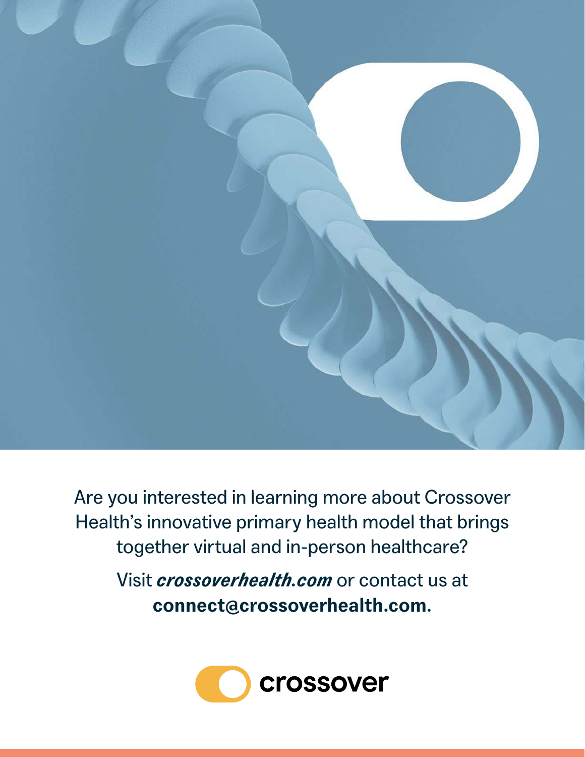Are you interested in learning more about Crossover Health's innovative primary health model that brings together virtual and in-person healthcare?

Visit ***crossoverhealth.com*** or contact us at **connect@crossoverhealth.com**.

crossover